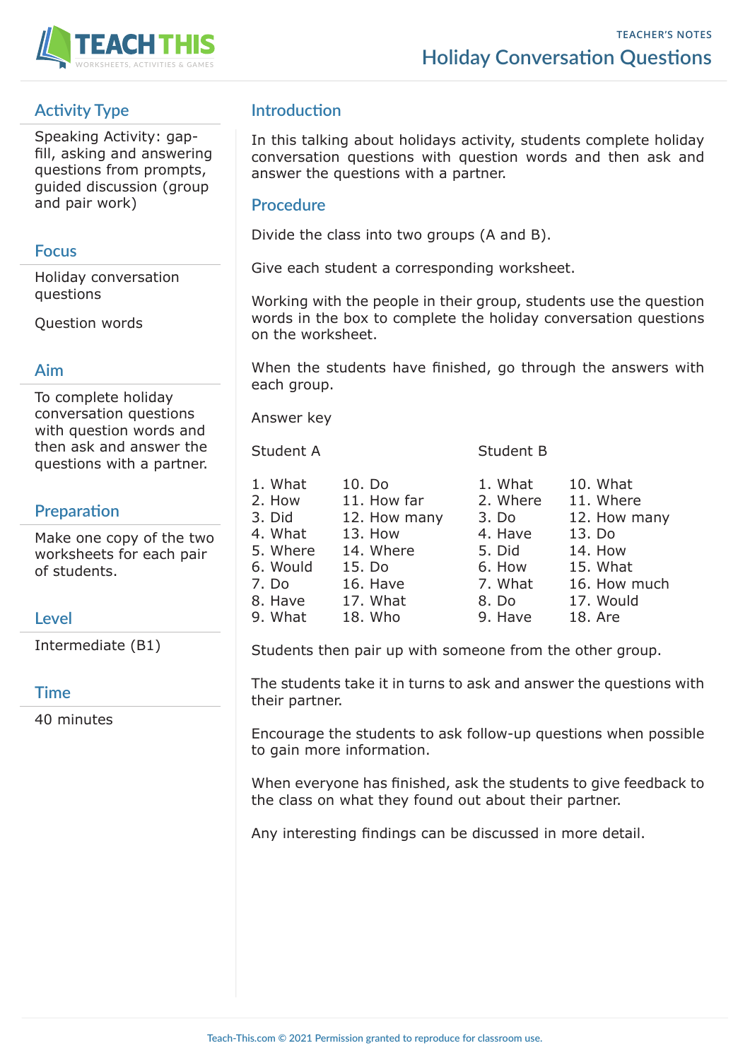TEACHER'S NOTES

# Holiday Conversation Questions

## Activity Type

Speaking Activity: gap-fill, asking and answering questions from prompts, guided discussion (group and pair work)

## Focus

Holiday conversation questions

Question words

## Aim

To complete holiday conversation questions with question words and then ask and answer the questions with a partner.

## Preparation

Make one copy of the two worksheets for each pair of students.

## Level

Intermediate (B1)

## Time

40 minutes

## Introduction

In this talking about holidays activity, students complete holiday conversation questions with question words and then ask and answer the questions with a partner.

## Procedure

Divide the class into two groups (A and B).

Give each student a corresponding worksheet.

Working with the people in their group, students use the question words in the box to complete the holiday conversation questions on the worksheet.

When the students have finished, go through the answers with each group.

Answer key

| Student A | | Student B | |
|---|---|---|---|
| 1. What | 10. Do | 1. What | 10. What |
| 2. How | 11. How far | 2. Where | 11. Where |
| 3. Did | 12. How many | 3. Do | 12. How many |
| 4. What | 13. How | 4. Have | 13. Do |
| 5. Where | 14. Where | 5. Did | 14. How |
| 6. Would | 15. Do | 6. How | 15. What |
| 7. Do | 16. Have | 7. What | 16. How much |
| 8. Have | 17. What | 8. Do | 17. Would |
| 9. What | 18. Who | 9. Have | 18. Are |

Students then pair up with someone from the other group.

The students take it in turns to ask and answer the questions with their partner.

Encourage the students to ask follow-up questions when possible to gain more information.

When everyone has finished, ask the students to give feedback to the class on what they found out about their partner.

Any interesting findings can be discussed in more detail.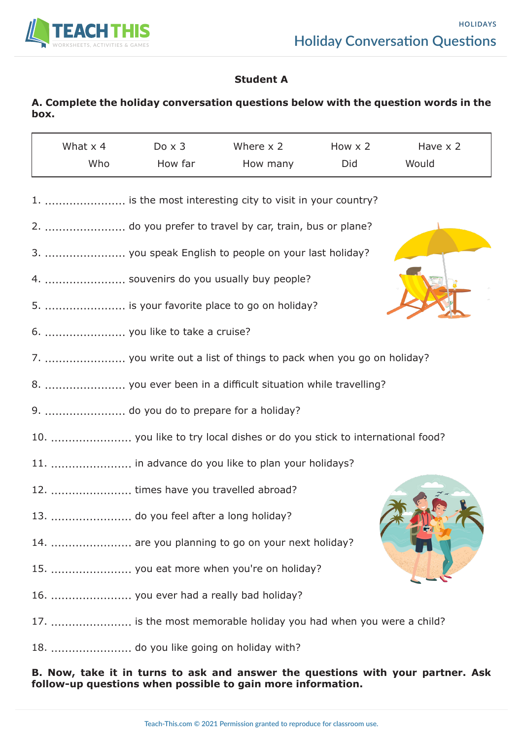## Student A

**A. Complete the holiday conversation questions below with the question words in the box.**

| What x 4 | Do x 3 | Where x 2 | How x 2 | Have x 2 |
|---|---|---|---|---|
| Who | How far | How many | Did | Would |

1. ........................ is the most interesting city to visit in your country?
2. ........................ do you prefer to travel by car, train, bus or plane?
3. ........................ you speak English to people on your last holiday?
4. ........................ souvenirs do you usually buy people?
5. ........................ is your favorite place to go on holiday?
6. ........................ you like to take a cruise?
7. ........................ you write out a list of things to pack when you go on holiday?
8. ........................ you ever been in a difficult situation while travelling?
9. ........................ do you do to prepare for a holiday?
10. ........................ you like to try local dishes or do you stick to international food?
11. ........................ in advance do you like to plan your holidays?
12. ........................ times have you travelled abroad?
13. ........................ do you feel after a long holiday?
14. ........................ are you planning to go on your next holiday?
15. ........................ you eat more when you're on holiday?
16. ........................ you ever had a really bad holiday?
17. ........................ is the most memorable holiday you had when you were a child?
18. ........................ do you like going on holiday with?

**B. Now, take it in turns to ask and answer the questions with your partner. Ask follow-up questions when possible to gain more information.**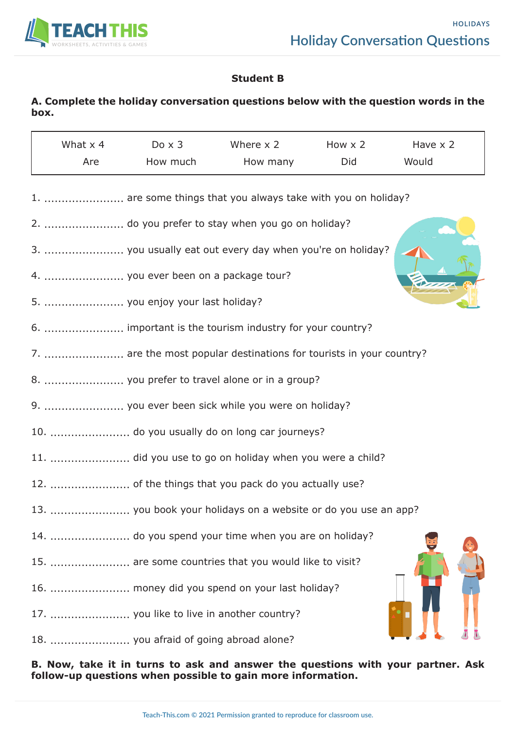# Holiday Conversation Questions

## Student B

**A. Complete the holiday conversation questions below with the question words in the box.**

| | | | | |
|---|---|---|---|---|
| What x 4 | Do x 3 | Where x 2 | How x 2 | Have x 2 |
| Are | How much | How many | Did | Would |

1. ...................... are some things that you always take with you on holiday?
2. ...................... do you prefer to stay when you go on holiday?
3. ...................... you usually eat out every day when you're on holiday?
4. ...................... you ever been on a package tour?
5. ...................... you enjoy your last holiday?
6. ...................... important is the tourism industry for your country?
7. ...................... are the most popular destinations for tourists in your country?
8. ...................... you prefer to travel alone or in a group?
9. ...................... you ever been sick while you were on holiday?
10. ...................... do you usually do on long car journeys?
11. ...................... did you use to go on holiday when you were a child?
12. ...................... of the things that you pack do you actually use?
13. ...................... you book your holidays on a website or do you use an app?
14. ...................... do you spend your time when you are on holiday?
15. ...................... are some countries that you would like to visit?
16. ...................... money did you spend on your last holiday?
17. ...................... you like to live in another country?
18. ...................... you afraid of going abroad alone?

**B. Now, take it in turns to ask and answer the questions with your partner. Ask follow-up questions when possible to gain more information.**